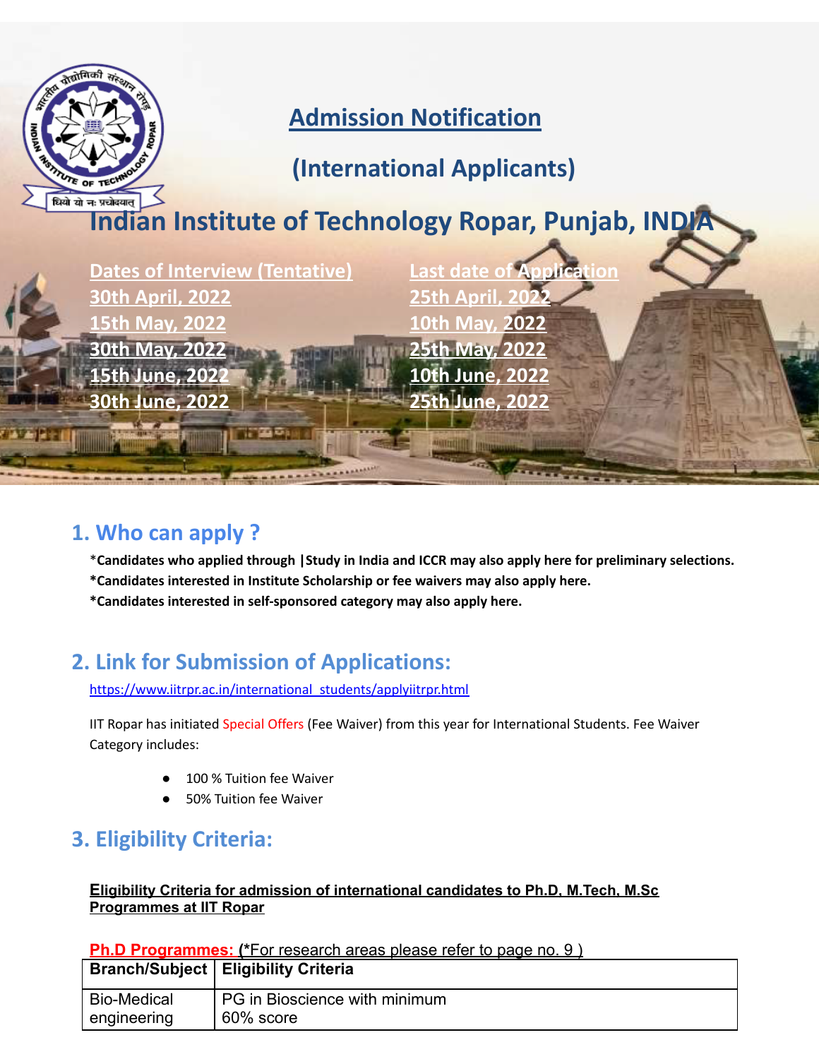# Admission Notification

## (International Applicants)

# Indian Institute of Technology Ropar, Punjab, INDIA

| Dates of Interview (Tentative) | Last date of Application |
|---|---|
| 30th April, 2022 | 25th April, 2022 |
| 15th May, 2022 | 10th May, 2022 |
| 30th May, 2022 | 25th May, 2022 |
| 15th June, 2022 | 10th June, 2022 |
| 30th June, 2022 | 25th June, 2022 |

## 1. Who can apply ?

***Candidates who applied through |Study in India and ICCR may also apply here for preliminary selections.**

***Candidates interested in Institute Scholarship or fee waivers may also apply here.**

***Candidates interested in self-sponsored category may also apply here.**

## 2. Link for Submission of Applications:

https://www.iitrpr.ac.in/international_students/applyiitrpr.html

IIT Ropar has initiated Special Offers (Fee Waiver) from this year for International Students. Fee Waiver Category includes:

- 100 % Tuition fee Waiver
- 50% Tuition fee Waiver

## 3. Eligibility Criteria:

**Eligibility Criteria for admission of international candidates to Ph.D, M.Tech, M.Sc Programmes at IIT Ropar**

**Ph.D Programmes:** (*For research areas please refer to page no. 9 )

| Branch/Subject | Eligibility Criteria |
|---|---|
| Bio-Medical engineering | PG in Bioscience with minimum 60% score |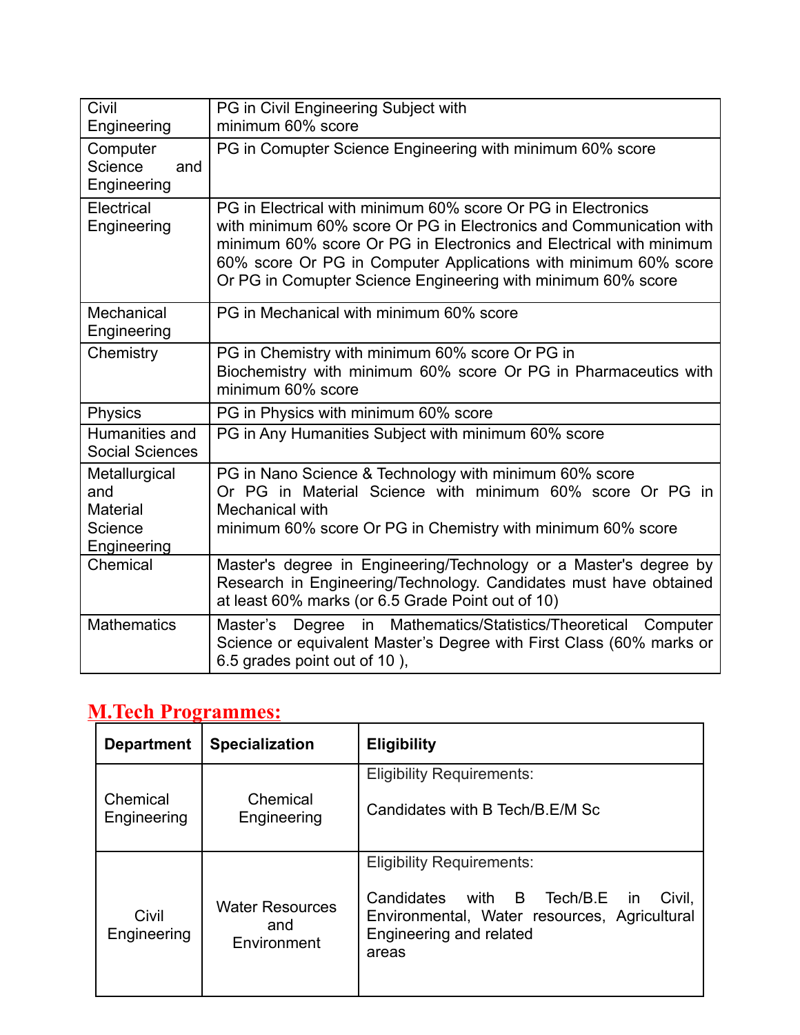| | |
|---|---|
| Civil Engineering | PG in Civil Engineering Subject with minimum 60% score |
| Computer Science and Engineering | PG in Comupter Science Engineering with minimum 60% score |
| Electrical Engineering | PG in Electrical with minimum 60% score Or PG in Electronics with minimum 60% score Or PG in Electronics and Communication with minimum 60% score Or PG in Electronics and Electrical with minimum 60% score Or PG in Computer Applications with minimum 60% score Or PG in Comupter Science Engineering with minimum 60% score |
| Mechanical Engineering | PG in Mechanical with minimum 60% score |
| Chemistry | PG in Chemistry with minimum 60% score Or PG in Biochemistry with minimum 60% score Or PG in Pharmaceutics with minimum 60% score |
| Physics | PG in Physics with minimum 60% score |
| Humanities and Social Sciences | PG in Any Humanities Subject with minimum 60% score |
| Metallurgical and Material Science Engineering | PG in Nano Science & Technology with minimum 60% score Or PG in Material Science with minimum 60% score Or PG in Mechanical with minimum 60% score Or PG in Chemistry with minimum 60% score |
| Chemical | Master's degree in Engineering/Technology or a Master's degree by Research in Engineering/Technology. Candidates must have obtained at least 60% marks (or 6.5 Grade Point out of 10) |
| Mathematics | Master's Degree in Mathematics/Statistics/Theoretical Computer Science or equivalent Master's Degree with First Class (60% marks or 6.5 grades point out of 10 ), |

## M.Tech Programmes:

| Department | Specialization | Eligibility |
|---|---|---|
| Chemical Engineering | Chemical Engineering | Eligibility Requirements: Candidates with B Tech/B.E/M Sc |
| Civil Engineering | Water Resources and Environment | Eligibility Requirements: Candidates with B Tech/B.E in Civil, Environmental, Water resources, Agricultural Engineering and related areas |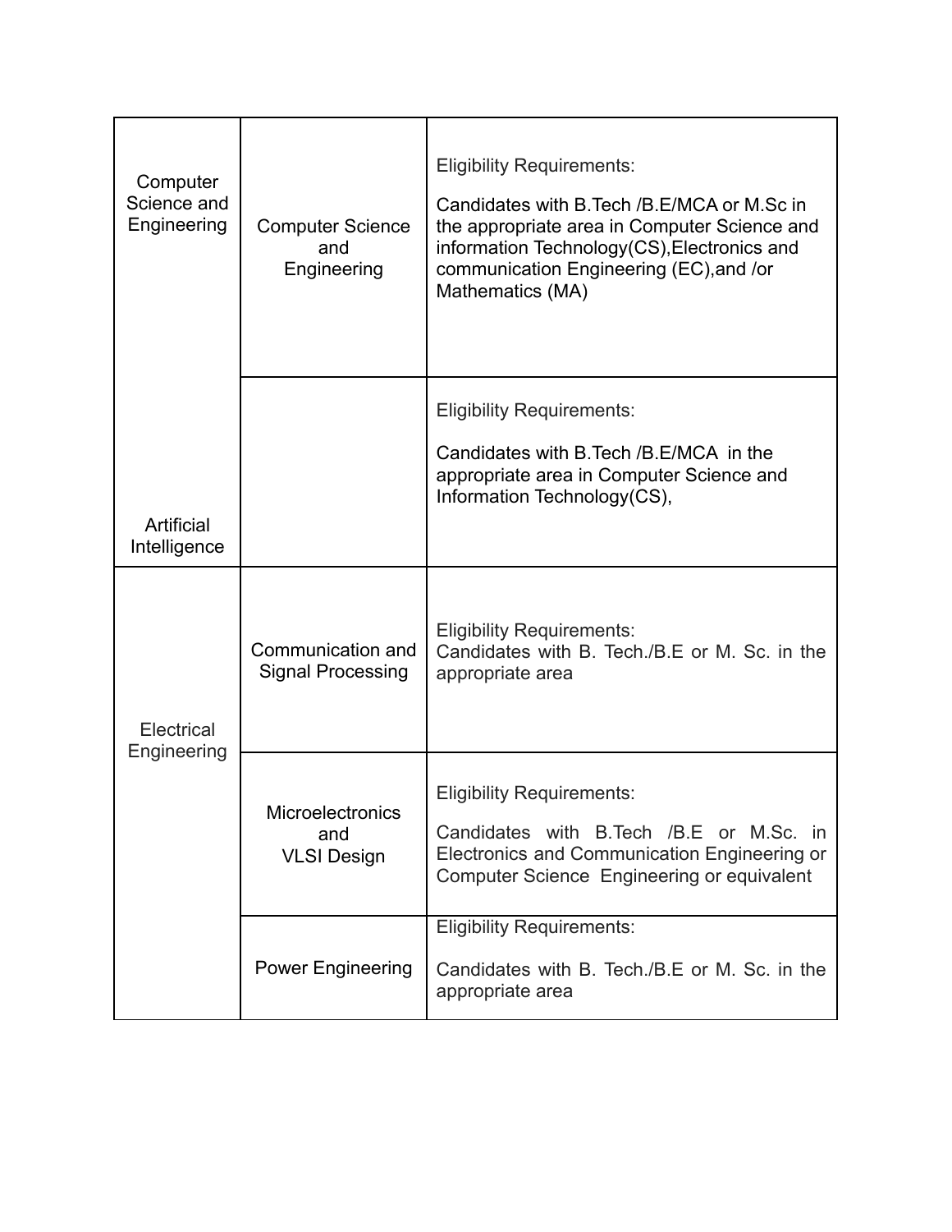| | | |
|---|---|---|
| Computer Science and Engineering | Computer Science and Engineering | Eligibility Requirements:<br><br>Candidates with B.Tech /B.E/MCA or M.Sc in the appropriate area in Computer Science and information Technology(CS),Electronics and communication Engineering (EC),and /or Mathematics (MA) |
| Artificial Intelligence | | Eligibility Requirements:<br><br>Candidates with B.Tech /B.E/MCA in the appropriate area in Computer Science and Information Technology(CS), |
| Electrical Engineering | Communication and Signal Processing | Eligibility Requirements:<br>Candidates with B. Tech./B.E or M. Sc. in the appropriate area |
| | Microelectronics and VLSI Design | Eligibility Requirements:<br><br>Candidates with B.Tech /B.E or M.Sc. in Electronics and Communication Engineering or Computer Science Engineering or equivalent |
| | Power Engineering | Eligibility Requirements:<br><br>Candidates with B. Tech./B.E or M. Sc. in the appropriate area |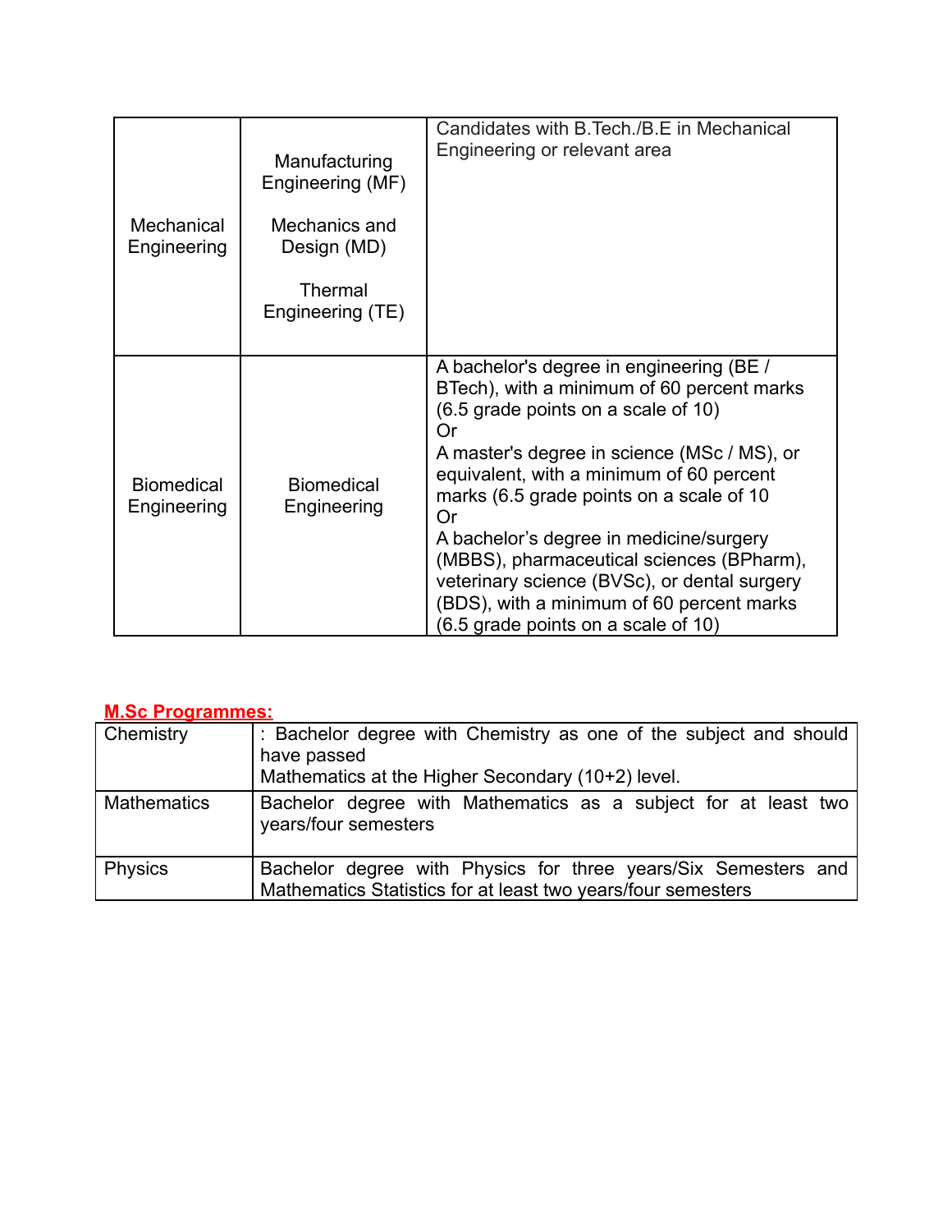| | | |
|---|---|---|
| Mechanical Engineering | Manufacturing Engineering (MF)<br><br>Mechanics and Design (MD)<br><br>Thermal Engineering (TE) | Candidates with B.Tech./B.E in Mechanical Engineering or relevant area |
| Biomedical Engineering | Biomedical Engineering | A bachelor's degree in engineering (BE / BTech), with a minimum of 60 percent marks (6.5 grade points on a scale of 10)<br>Or<br>A master's degree in science (MSc / MS), or equivalent, with a minimum of 60 percent marks (6.5 grade points on a scale of 10<br>Or<br>A bachelor's degree in medicine/surgery (MBBS), pharmaceutical sciences (BPharm), veterinary science (BVSc), or dental surgery (BDS), with a minimum of 60 percent marks (6.5 grade points on a scale of 10) |

**M.Sc Programmes:**

| | |
|---|---|
| Chemistry | : Bachelor degree with Chemistry as one of the subject and should have passed<br>Mathematics at the Higher Secondary (10+2) level. |
| Mathematics | Bachelor degree with Mathematics as a subject for at least two years/four semesters |
| Physics | Bachelor degree with Physics for three years/Six Semesters and Mathematics Statistics for at least two years/four semesters |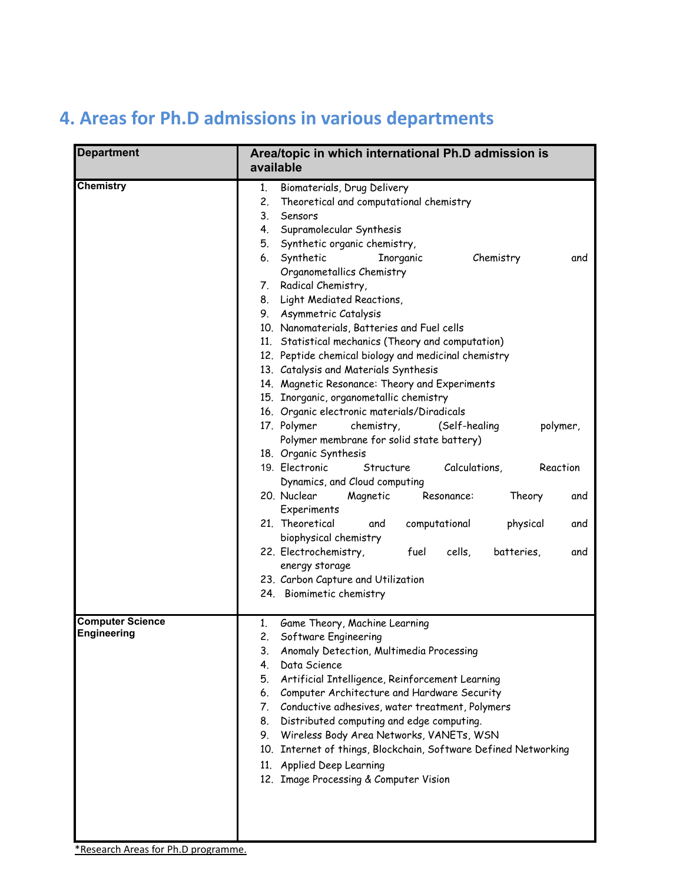## 4. Areas for Ph.D admissions in various departments

| Department | Area/topic in which international Ph.D admission is available |
|---|---|
| Chemistry | 1. Biomaterials, Drug Delivery<br>2. Theoretical and computational chemistry<br>3. Sensors<br>4. Supramolecular Synthesis<br>5. Synthetic organic chemistry,<br>6. Synthetic Inorganic Chemistry and Organometallics Chemistry<br>7. Radical Chemistry,<br>8. Light Mediated Reactions,<br>9. Asymmetric Catalysis<br>10. Nanomaterials, Batteries and Fuel cells<br>11. Statistical mechanics (Theory and computation)<br>12. Peptide chemical biology and medicinal chemistry<br>13. Catalysis and Materials Synthesis<br>14. Magnetic Resonance: Theory and Experiments<br>15. Inorganic, organometallic chemistry<br>16. Organic electronic materials/Diradicals<br>17. Polymer chemistry, (Self-healing polymer, Polymer membrane for solid state battery)<br>18. Organic Synthesis<br>19. Electronic Structure Calculations, Reaction Dynamics, and Cloud computing<br>20. Nuclear Magnetic Resonance: Theory and Experiments<br>21. Theoretical and computational physical and biophysical chemistry<br>22. Electrochemistry, fuel cells, batteries, and energy storage<br>23. Carbon Capture and Utilization<br>24. Biomimetic chemistry |
| Computer Science Engineering | 1. Game Theory, Machine Learning<br>2. Software Engineering<br>3. Anomaly Detection, Multimedia Processing<br>4. Data Science<br>5. Artificial Intelligence, Reinforcement Learning<br>6. Computer Architecture and Hardware Security<br>7. Conductive adhesives, water treatment, Polymers<br>8. Distributed computing and edge computing.<br>9. Wireless Body Area Networks, VANETs, WSN<br>10. Internet of things, Blockchain, Software Defined Networking<br>11. Applied Deep Learning<br>12. Image Processing & Computer Vision |

*Research Areas for Ph.D programme.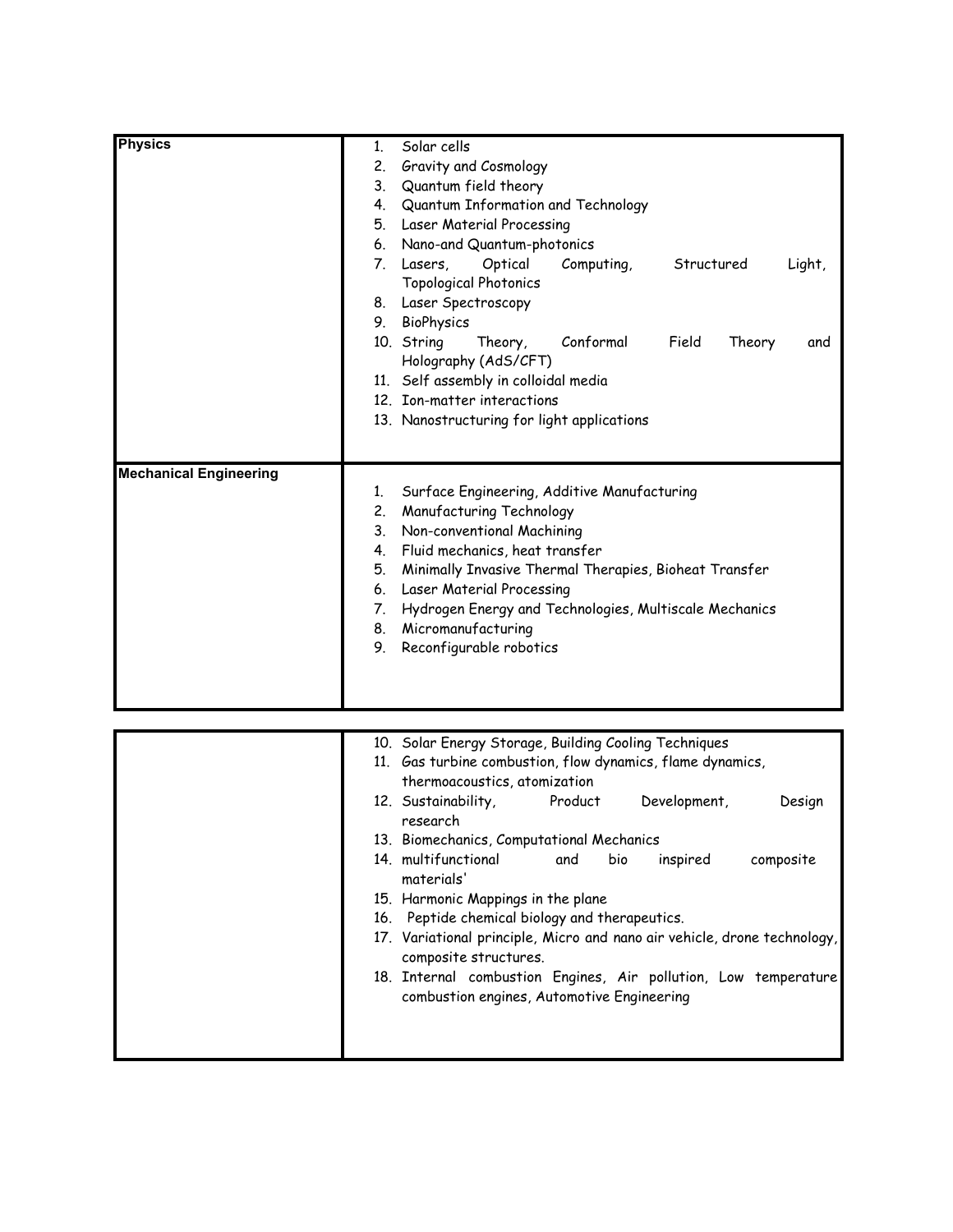| | |
|---|---|
| **Physics** | 1. Solar cells<br>2. Gravity and Cosmology<br>3. Quantum field theory<br>4. Quantum Information and Technology<br>5. Laser Material Processing<br>6. Nano-and Quantum-photonics<br>7. Lasers, Optical Computing, Structured Light, Topological Photonics<br>8. Laser Spectroscopy<br>9. BioPhysics<br>10. String Theory, Conformal Field Theory and Holography (AdS/CFT)<br>11. Self assembly in colloidal media<br>12. Ion-matter interactions<br>13. Nanostructuring for light applications |
| **Mechanical Engineering** | 1. Surface Engineering, Additive Manufacturing<br>2. Manufacturing Technology<br>3. Non-conventional Machining<br>4. Fluid mechanics, heat transfer<br>5. Minimally Invasive Thermal Therapies, Bioheat Transfer<br>6. Laser Material Processing<br>7. Hydrogen Energy and Technologies, Multiscale Mechanics<br>8. Micromanufacturing<br>9. Reconfigurable robotics<br>10. Solar Energy Storage, Building Cooling Techniques<br>11. Gas turbine combustion, flow dynamics, flame dynamics, thermoacoustics, atomization<br>12. Sustainability, Product Development, Design research<br>13. Biomechanics, Computational Mechanics<br>14. multifunctional and bio inspired composite materials'<br>15. Harmonic Mappings in the plane<br>16. Peptide chemical biology and therapeutics.<br>17. Variational principle, Micro and nano air vehicle, drone technology, composite structures.<br>18. Internal combustion Engines, Air pollution, Low temperature combustion engines, Automotive Engineering |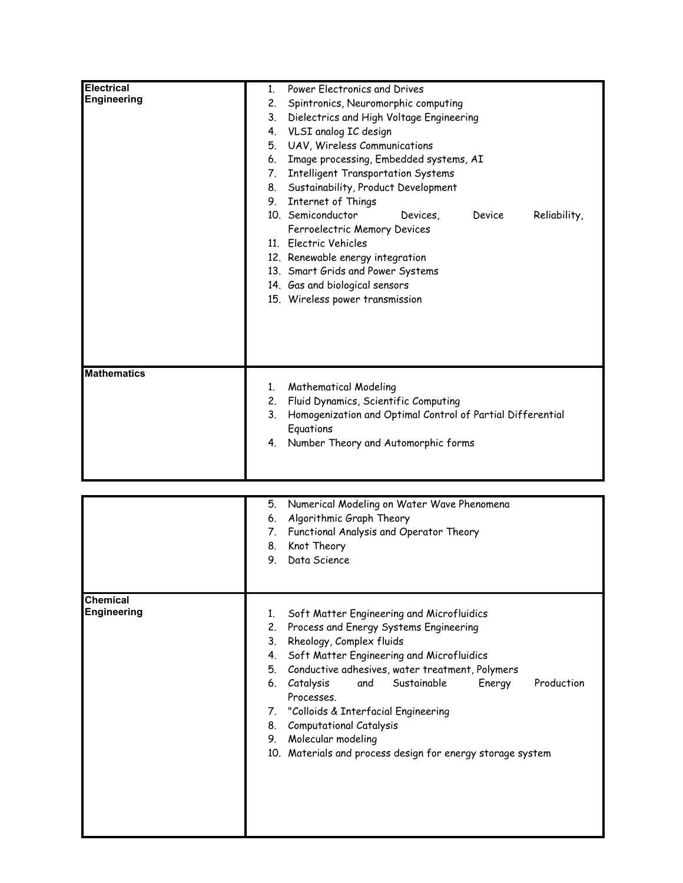| | |
|---|---|
| **Electrical Engineering** | 1. Power Electronics and Drives<br>2. Spintronics, Neuromorphic computing<br>3. Dielectrics and High Voltage Engineering<br>4. VLSI analog IC design<br>5. UAV, Wireless Communications<br>6. Image processing, Embedded systems, AI<br>7. Intelligent Transportation Systems<br>8. Sustainability, Product Development<br>9. Internet of Things<br>10. Semiconductor Devices, Device Reliability, Ferroelectric Memory Devices<br>11. Electric Vehicles<br>12. Renewable energy integration<br>13. Smart Grids and Power Systems<br>14. Gas and biological sensors<br>15. Wireless power transmission |
| **Mathematics** | 1. Mathematical Modeling<br>2. Fluid Dynamics, Scientific Computing<br>3. Homogenization and Optimal Control of Partial Differential Equations<br>4. Number Theory and Automorphic forms<br>5. Numerical Modeling on Water Wave Phenomena<br>6. Algorithmic Graph Theory<br>7. Functional Analysis and Operator Theory<br>8. Knot Theory<br>9. Data Science |
| **Chemical Engineering** | 1. Soft Matter Engineering and Microfluidics<br>2. Process and Energy Systems Engineering<br>3. Rheology, Complex fluids<br>4. Soft Matter Engineering and Microfluidics<br>5. Conductive adhesives, water treatment, Polymers<br>6. Catalysis and Sustainable Energy Production Processes.<br>7. "Colloids & Interfacial Engineering<br>8. Computational Catalysis<br>9. Molecular modeling<br>10. Materials and process design for energy storage system |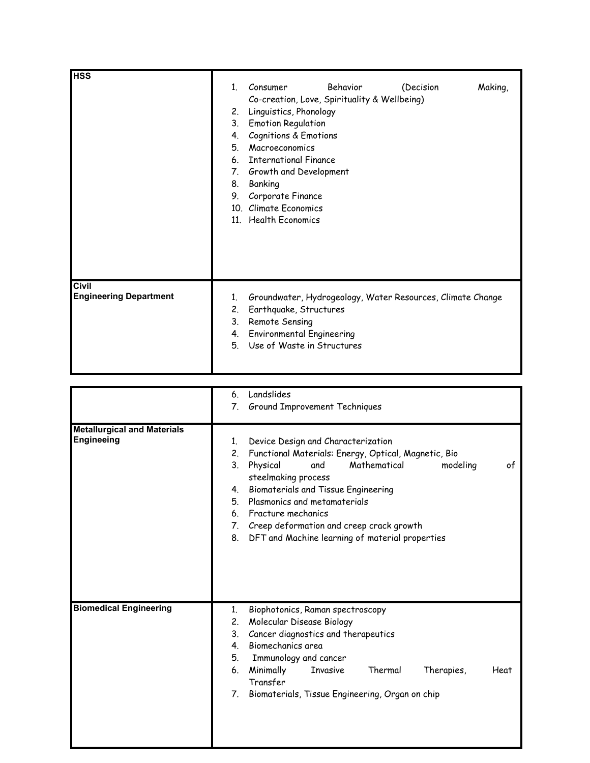| | |
|---|---|
| **HSS** | 1. Consumer Behavior (Decision Making, Co-creation, Love, Spirituality & Wellbeing)<br>2. Linguistics, Phonology<br>3. Emotion Regulation<br>4. Cognitions & Emotions<br>5. Macroeconomics<br>6. International Finance<br>7. Growth and Development<br>8. Banking<br>9. Corporate Finance<br>10. Climate Economics<br>11. Health Economics |
| **Civil Engineering Department** | 1. Groundwater, Hydrogeology, Water Resources, Climate Change<br>2. Earthquake, Structures<br>3. Remote Sensing<br>4. Environmental Engineering<br>5. Use of Waste in Structures<br>6. Landslides<br>7. Ground Improvement Techniques |
| **Metallurgical and Materials Engineeing** | 1. Device Design and Characterization<br>2. Functional Materials: Energy, Optical, Magnetic, Bio<br>3. Physical and Mathematical modeling of steelmaking process<br>4. Biomaterials and Tissue Engineering<br>5. Plasmonics and metamaterials<br>6. Fracture mechanics<br>7. Creep deformation and creep crack growth<br>8. DFT and Machine learning of material properties |
| **Biomedical Engineering** | 1. Biophotonics, Raman spectroscopy<br>2. Molecular Disease Biology<br>3. Cancer diagnostics and therapeutics<br>4. Biomechanics area<br>5. Immunology and cancer<br>6. Minimally Invasive Thermal Therapies, Heat Transfer<br>7. Biomaterials, Tissue Engineering, Organ on chip |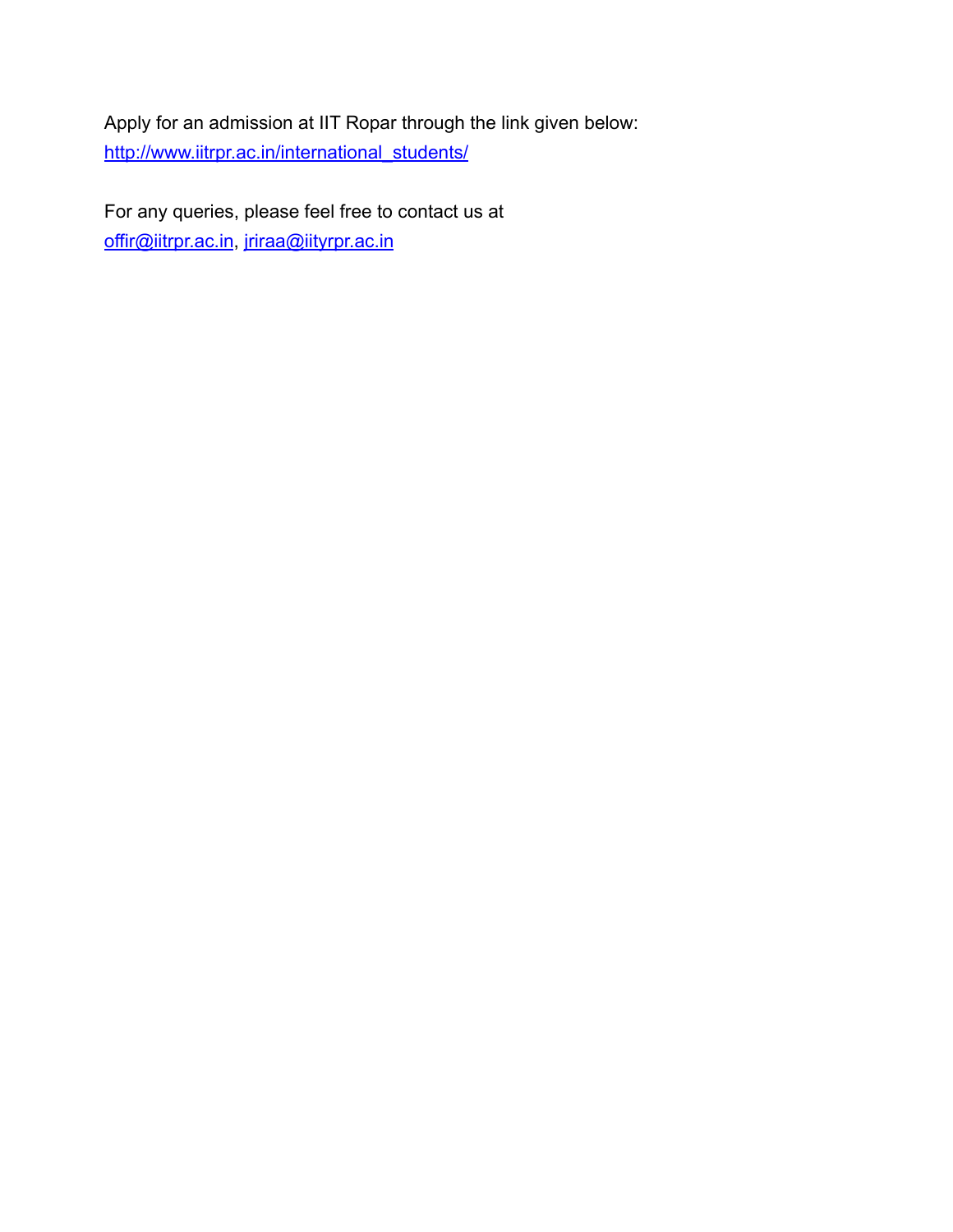Apply for an admission at IIT Ropar through the link given below:
[http://www.iitrpr.ac.in/international_students/](http://www.iitrpr.ac.in/international_students/)

For any queries, please feel free to contact us at
[offir@iitrpr.ac.in](mailto:offir@iitrpr.ac.in), [jriraa@iityrpr.ac.in](mailto:jriraa@iityrpr.ac.in)